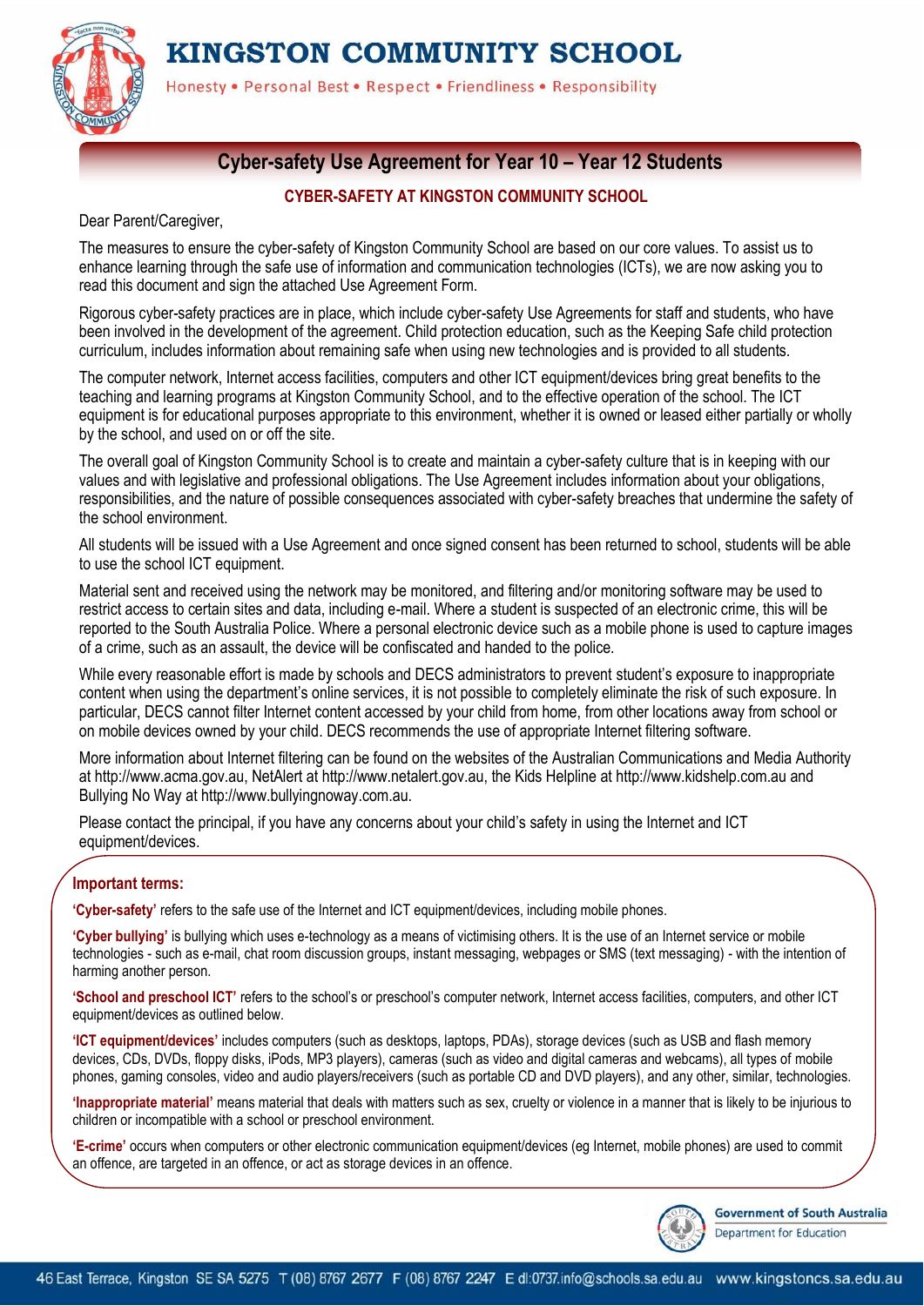# KINGSTON COMMUNITY SCHOOL

Honesty • Personal Best • Respect • Friendliness • Responsibility

## Cyber-safety Use Agreement for Year 10 – Year 12 Students

### CYBER-SAFETY AT KINGSTON COMMUNITY SCHOOL

Dear Parent/Caregiver,

The measures to ensure the cyber-safety of Kingston Community School are based on our core values. To assist us to enhance learning through the safe use of information and communication technologies (ICTs), we are now asking you to read this document and sign the attached Use Agreement Form.

Rigorous cyber-safety practices are in place, which include cyber-safety Use Agreements for staff and students, who have been involved in the development of the agreement. Child protection education, such as the Keeping Safe child protection curriculum, includes information about remaining safe when using new technologies and is provided to all students.

The computer network, Internet access facilities, computers and other ICT equipment/devices bring great benefits to the teaching and learning programs at Kingston Community School, and to the effective operation of the school. The ICT equipment is for educational purposes appropriate to this environment, whether it is owned or leased either partially or wholly by the school, and used on or off the site.

The overall goal of Kingston Community School is to create and maintain a cyber-safety culture that is in keeping with our values and with legislative and professional obligations. The Use Agreement includes information about your obligations, responsibilities, and the nature of possible consequences associated with cyber-safety breaches that undermine the safety of the school environment.

All students will be issued with a Use Agreement and once signed consent has been returned to school, students will be able to use the school ICT equipment.

Material sent and received using the network may be monitored, and filtering and/or monitoring software may be used to restrict access to certain sites and data, including e-mail. Where a student is suspected of an electronic crime, this will be reported to the South Australia Police. Where a personal electronic device such as a mobile phone is used to capture images of a crime, such as an assault, the device will be confiscated and handed to the police.

While every reasonable effort is made by schools and DECS administrators to prevent student's exposure to inappropriate content when using the department's online services, it is not possible to completely eliminate the risk of such exposure. In particular, DECS cannot filter Internet content accessed by your child from home, from other locations away from school or on mobile devices owned by your child. DECS recommends the use of appropriate Internet filtering software.

More information about Internet filtering can be found on the websites of the Australian Communications and Media Authority at http://www.acma.gov.au, NetAlert at http://www.netalert.gov.au, the Kids Helpline at http://www.kidshelp.com.au and Bullying No Way at http://www.bullyingnoway.com.au.

Please contact the principal, if you have any concerns about your child's safety in using the Internet and ICT equipment/devices.

### Important terms:

**'Cyber-safety'** refers to the safe use of the Internet and ICT equipment/devices, including mobile phones.

**'Cyber bullying'** is bullying which uses e-technology as a means of victimising others. It is the use of an Internet service or mobile technologies - such as e-mail, chat room discussion groups, instant messaging, webpages or SMS (text messaging) - with the intention of harming another person.

**'School and preschool ICT'** refers to the school's or preschool's computer network, Internet access facilities, computers, and other ICT equipment/devices as outlined below.

**'ICT equipment/devices'** includes computers (such as desktops, laptops, PDAs), storage devices (such as USB and flash memory devices, CDs, DVDs, floppy disks, iPods, MP3 players), cameras (such as video and digital cameras and webcams), all types of mobile phones, gaming consoles, video and audio players/receivers (such as portable CD and DVD players), and any other, similar, technologies.

**'Inappropriate material'** means material that deals with matters such as sex, cruelty or violence in a manner that is likely to be injurious to children or incompatible with a school or preschool environment.

**'E-crime'** occurs when computers or other electronic communication equipment/devices (eg Internet, mobile phones) are used to commit an offence, are targeted in an offence, or act as storage devices in an offence.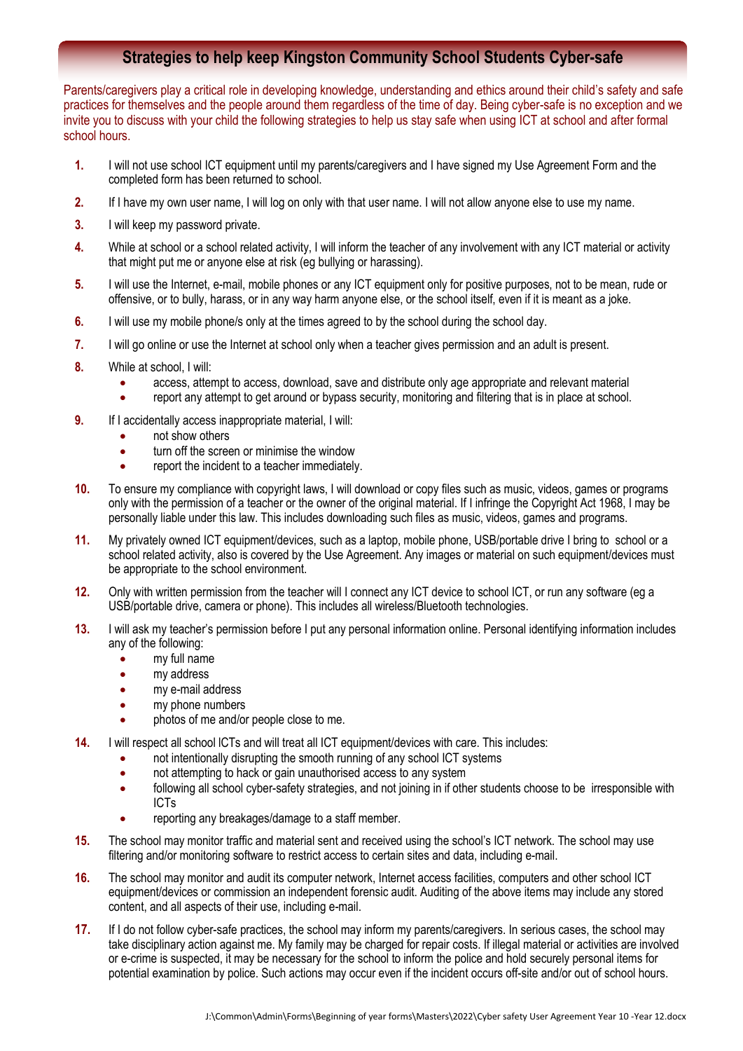## Strategies to help keep Kingston Community School Students Cyber-safe

Parents/caregivers play a critical role in developing knowledge, understanding and ethics around their child's safety and safe practices for themselves and the people around them regardless of the time of day. Being cyber-safe is no exception and we invite you to discuss with your child the following strategies to help us stay safe when using ICT at school and after formal school hours.

1. I will not use school ICT equipment until my parents/caregivers and I have signed my Use Agreement Form and the completed form has been returned to school.
2. If I have my own user name, I will log on only with that user name. I will not allow anyone else to use my name.
3. I will keep my password private.
4. While at school or a school related activity, I will inform the teacher of any involvement with any ICT material or activity that might put me or anyone else at risk (eg bullying or harassing).
5. I will use the Internet, e-mail, mobile phones or any ICT equipment only for positive purposes, not to be mean, rude or offensive, or to bully, harass, or in any way harm anyone else, or the school itself, even if it is meant as a joke.
6. I will use my mobile phone/s only at the times agreed to by the school during the school day.
7. I will go online or use the Internet at school only when a teacher gives permission and an adult is present.
8. While at school, I will:
   - access, attempt to access, download, save and distribute only age appropriate and relevant material
   - report any attempt to get around or bypass security, monitoring and filtering that is in place at school.
9. If I accidentally access inappropriate material, I will:
   - not show others
   - turn off the screen or minimise the window
   - report the incident to a teacher immediately.
10. To ensure my compliance with copyright laws, I will download or copy files such as music, videos, games or programs only with the permission of a teacher or the owner of the original material. If I infringe the Copyright Act 1968, I may be personally liable under this law. This includes downloading such files as music, videos, games and programs.
11. My privately owned ICT equipment/devices, such as a laptop, mobile phone, USB/portable drive I bring to school or a school related activity, also is covered by the Use Agreement. Any images or material on such equipment/devices must be appropriate to the school environment.
12. Only with written permission from the teacher will I connect any ICT device to school ICT, or run any software (eg a USB/portable drive, camera or phone). This includes all wireless/Bluetooth technologies.
13. I will ask my teacher's permission before I put any personal information online. Personal identifying information includes any of the following:
    - my full name
    - my address
    - my e-mail address
    - my phone numbers
    - photos of me and/or people close to me.
14. I will respect all school ICTs and will treat all ICT equipment/devices with care. This includes:
    - not intentionally disrupting the smooth running of any school ICT systems
    - not attempting to hack or gain unauthorised access to any system
    - following all school cyber-safety strategies, and not joining in if other students choose to be irresponsible with ICTs
    - reporting any breakages/damage to a staff member.
15. The school may monitor traffic and material sent and received using the school's ICT network. The school may use filtering and/or monitoring software to restrict access to certain sites and data, including e-mail.
16. The school may monitor and audit its computer network, Internet access facilities, computers and other school ICT equipment/devices or commission an independent forensic audit. Auditing of the above items may include any stored content, and all aspects of their use, including e-mail.
17. If I do not follow cyber-safe practices, the school may inform my parents/caregivers. In serious cases, the school may take disciplinary action against me. My family may be charged for repair costs. If illegal material or activities are involved or e-crime is suspected, it may be necessary for the school to inform the police and hold securely personal items for potential examination by police. Such actions may occur even if the incident occurs off-site and/or out of school hours.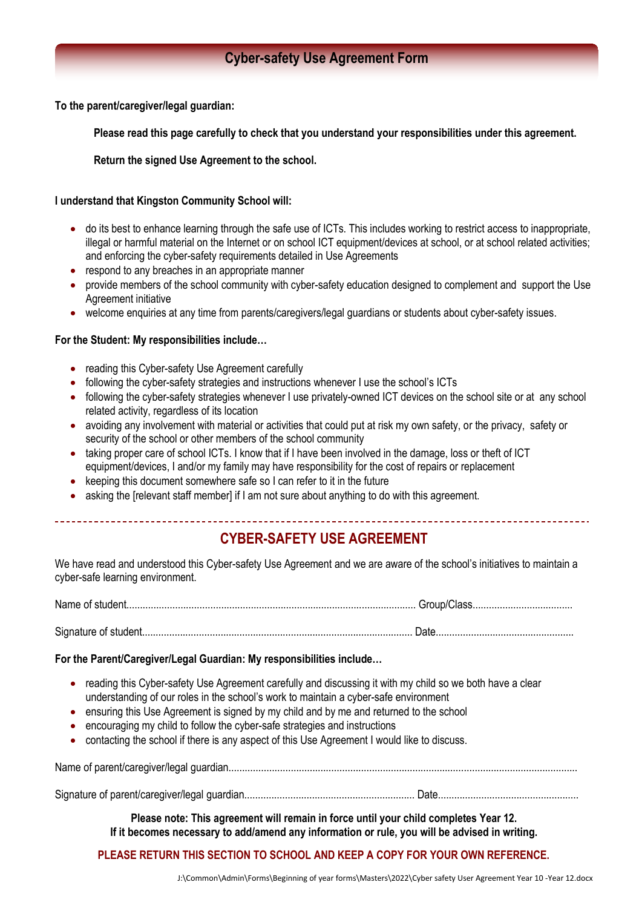# Cyber-safety Use Agreement Form

**To the parent/caregiver/legal guardian:**

**Please read this page carefully to check that you understand your responsibilities under this agreement.**

**Return the signed Use Agreement to the school.**

**I understand that Kingston Community School will:**

- do its best to enhance learning through the safe use of ICTs. This includes working to restrict access to inappropriate, illegal or harmful material on the Internet or on school ICT equipment/devices at school, or at school related activities; and enforcing the cyber-safety requirements detailed in Use Agreements
- respond to any breaches in an appropriate manner
- provide members of the school community with cyber-safety education designed to complement and support the Use Agreement initiative
- welcome enquiries at any time from parents/caregivers/legal guardians or students about cyber-safety issues.

**For the Student: My responsibilities include…**

- reading this Cyber-safety Use Agreement carefully
- following the cyber-safety strategies and instructions whenever I use the school's ICTs
- following the cyber-safety strategies whenever I use privately-owned ICT devices on the school site or at any school related activity, regardless of its location
- avoiding any involvement with material or activities that could put at risk my own safety, or the privacy, safety or security of the school or other members of the school community
- taking proper care of school ICTs. I know that if I have been involved in the damage, loss or theft of ICT equipment/devices, I and/or my family may have responsibility for the cost of repairs or replacement
- keeping this document somewhere safe so I can refer to it in the future
- asking the [relevant staff member] if I am not sure about anything to do with this agreement.

---

## CYBER-SAFETY USE AGREEMENT

We have read and understood this Cyber-safety Use Agreement and we are aware of the school's initiatives to maintain a cyber-safe learning environment.

Name of student.......................................................................................................... Group/Class.....................................

Signature of student.................................................................................................... Date...................................................

**For the Parent/Caregiver/Legal Guardian: My responsibilities include…**

- reading this Cyber-safety Use Agreement carefully and discussing it with my child so we both have a clear understanding of our roles in the school's work to maintain a cyber-safe environment
- ensuring this Use Agreement is signed by my child and by me and returned to the school
- encouraging my child to follow the cyber-safe strategies and instructions
- contacting the school if there is any aspect of this Use Agreement I would like to discuss.

Name of parent/caregiver/legal guardian...............................................................................................................................

Signature of parent/caregiver/legal guardian............................................................... Date....................................................

**Please note: This agreement will remain in force until your child completes Year 12.**
**If it becomes necessary to add/amend any information or rule, you will be advised in writing.**

**PLEASE RETURN THIS SECTION TO SCHOOL AND KEEP A COPY FOR YOUR OWN REFERENCE.**

J:\Common\Admin\Forms\Beginning of year forms\Masters\2022\Cyber safety User Agreement Year 10 -Year 12.docx